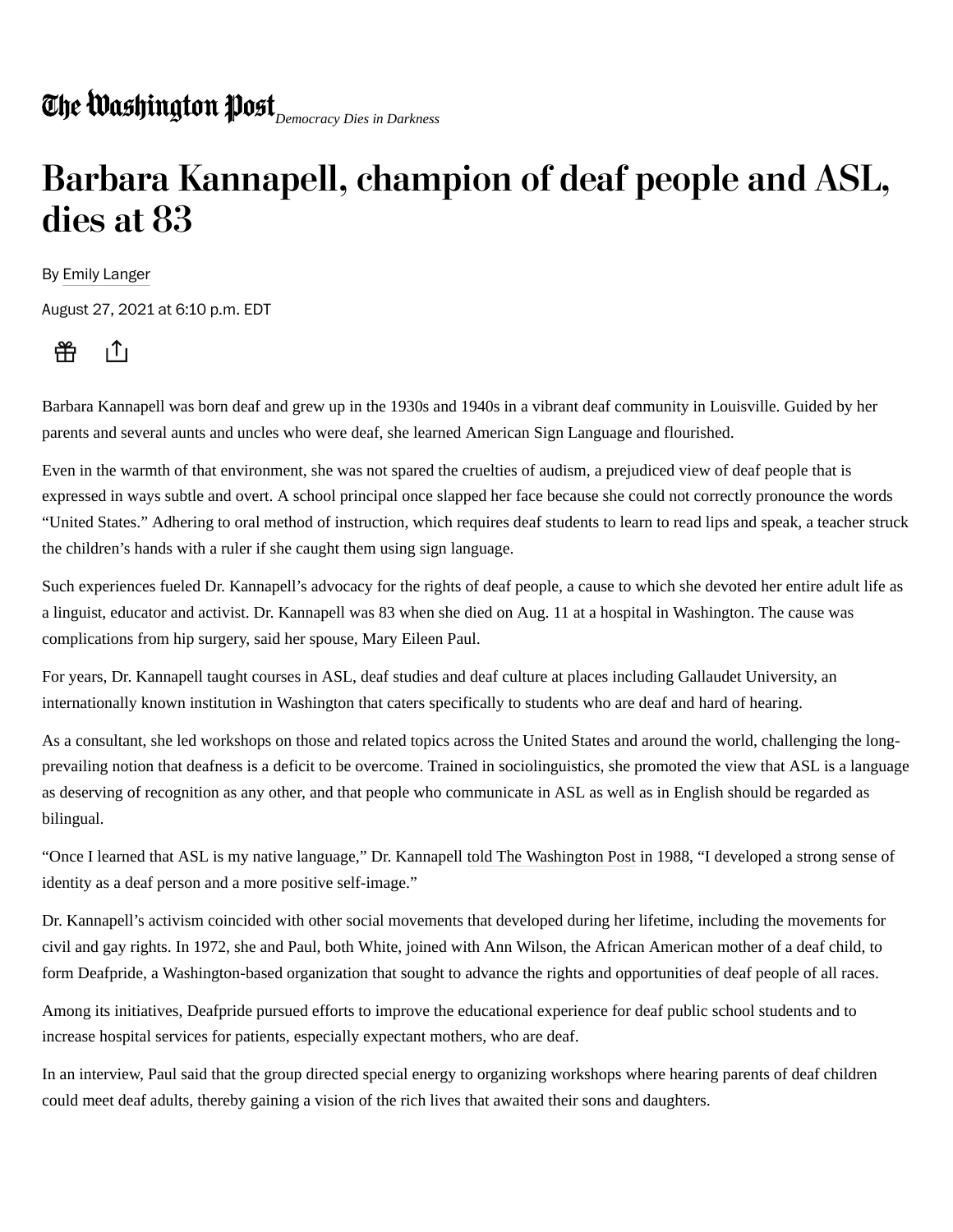The Washington Post *Democracy Dies in Darkness*

# Barbara Kannapell, champion of deaf people and ASL, dies at 83

By Emily Langer

August 27, 2021 at 6:10 p.m. EDT

Barbara Kannapell was born deaf and grew up in the 1930s and 1940s in a vibrant deaf community in Louisville. Guided by her parents and several aunts and uncles who were deaf, she learned American Sign Language and flourished.

Even in the warmth of that environment, she was not spared the cruelties of audism, a prejudiced view of deaf people that is expressed in ways subtle and overt. A school principal once slapped her face because she could not correctly pronounce the words "United States." Adhering to oral method of instruction, which requires deaf students to learn to read lips and speak, a teacher struck the children's hands with a ruler if she caught them using sign language.

Such experiences fueled Dr. Kannapell's advocacy for the rights of deaf people, a cause to which she devoted her entire adult life as a linguist, educator and activist. Dr. Kannapell was 83 when she died on Aug. 11 at a hospital in Washington. The cause was complications from hip surgery, said her spouse, Mary Eileen Paul.

For years, Dr. Kannapell taught courses in ASL, deaf studies and deaf culture at places including Gallaudet University, an internationally known institution in Washington that caters specifically to students who are deaf and hard of hearing.

As a consultant, she led workshops on those and related topics across the United States and around the world, challenging the long-prevailing notion that deafness is a deficit to be overcome. Trained in sociolinguistics, she promoted the view that ASL is a language as deserving of recognition as any other, and that people who communicate in ASL as well as in English should be regarded as bilingual.

"Once I learned that ASL is my native language," Dr. Kannapell told The Washington Post in 1988, "I developed a strong sense of identity as a deaf person and a more positive self-image."

Dr. Kannapell's activism coincided with other social movements that developed during her lifetime, including the movements for civil and gay rights. In 1972, she and Paul, both White, joined with Ann Wilson, the African American mother of a deaf child, to form Deafpride, a Washington-based organization that sought to advance the rights and opportunities of deaf people of all races.

Among its initiatives, Deafpride pursued efforts to improve the educational experience for deaf public school students and to increase hospital services for patients, especially expectant mothers, who are deaf.

In an interview, Paul said that the group directed special energy to organizing workshops where hearing parents of deaf children could meet deaf adults, thereby gaining a vision of the rich lives that awaited their sons and daughters.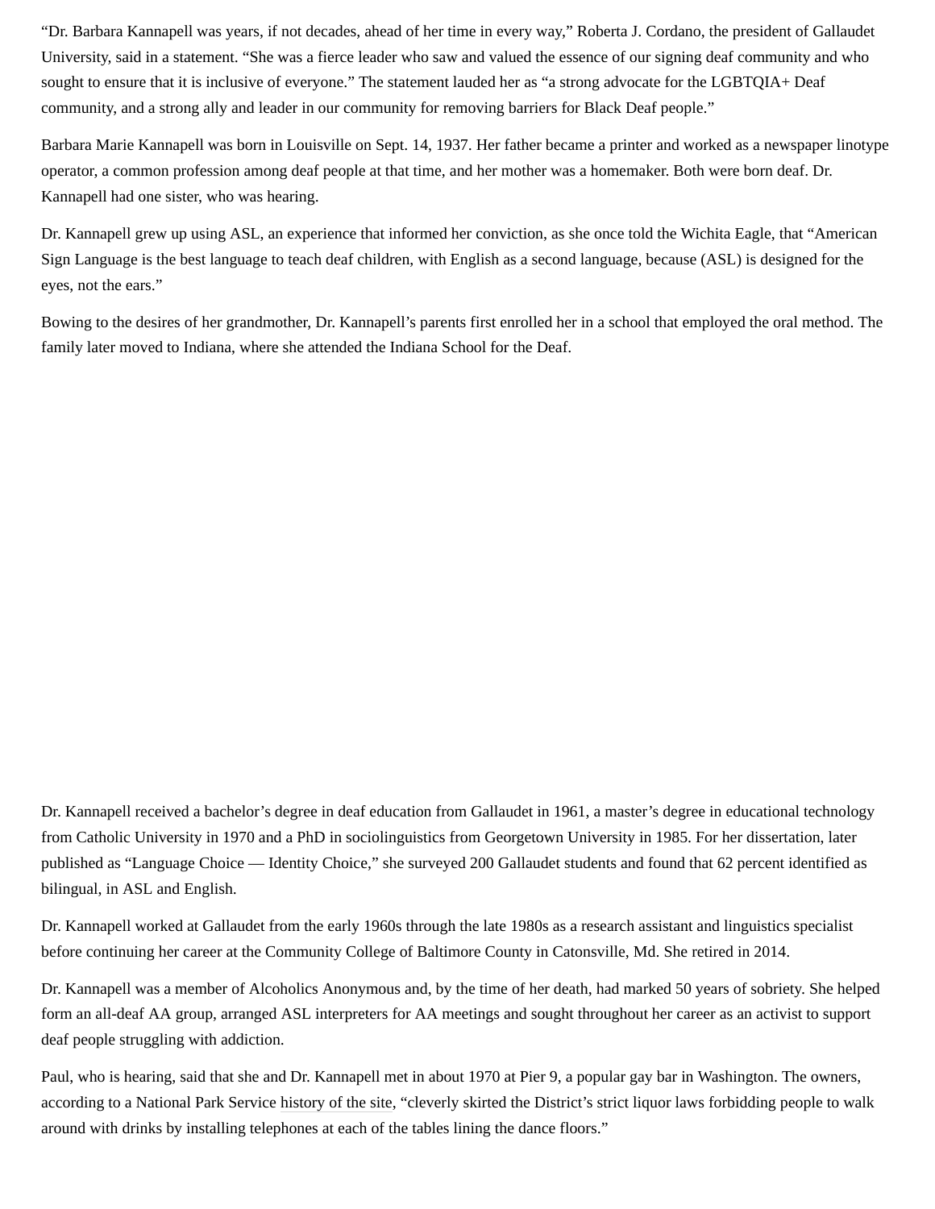“Dr. Barbara Kannapell was years, if not decades, ahead of her time in every way,” Roberta J. Cordano, the president of Gallaudet University, said in a statement. “She was a fierce leader who saw and valued the essence of our signing deaf community and who sought to ensure that it is inclusive of everyone.” The statement lauded her as “a strong advocate for the LGBTQIA+ Deaf community, and a strong ally and leader in our community for removing barriers for Black Deaf people.”

Barbara Marie Kannapell was born in Louisville on Sept. 14, 1937. Her father became a printer and worked as a newspaper linotype operator, a common profession among deaf people at that time, and her mother was a homemaker. Both were born deaf. Dr. Kannapell had one sister, who was hearing.

Dr. Kannapell grew up using ASL, an experience that informed her conviction, as she once told the Wichita Eagle, that “American Sign Language is the best language to teach deaf children, with English as a second language, because (ASL) is designed for the eyes, not the ears.”

Bowing to the desires of her grandmother, Dr. Kannapell’s parents first enrolled her in a school that employed the oral method. The family later moved to Indiana, where she attended the Indiana School for the Deaf.

Dr. Kannapell received a bachelor’s degree in deaf education from Gallaudet in 1961, a master’s degree in educational technology from Catholic University in 1970 and a PhD in sociolinguistics from Georgetown University in 1985. For her dissertation, later published as “Language Choice — Identity Choice,” she surveyed 200 Gallaudet students and found that 62 percent identified as bilingual, in ASL and English.

Dr. Kannapell worked at Gallaudet from the early 1960s through the late 1980s as a research assistant and linguistics specialist before continuing her career at the Community College of Baltimore County in Catonsville, Md. She retired in 2014.

Dr. Kannapell was a member of Alcoholics Anonymous and, by the time of her death, had marked 50 years of sobriety. She helped form an all-deaf AA group, arranged ASL interpreters for AA meetings and sought throughout her career as an activist to support deaf people struggling with addiction.

Paul, who is hearing, said that she and Dr. Kannapell met in about 1970 at Pier 9, a popular gay bar in Washington. The owners, according to a National Park Service history of the site, “cleverly skirted the District’s strict liquor laws forbidding people to walk around with drinks by installing telephones at each of the tables lining the dance floors.”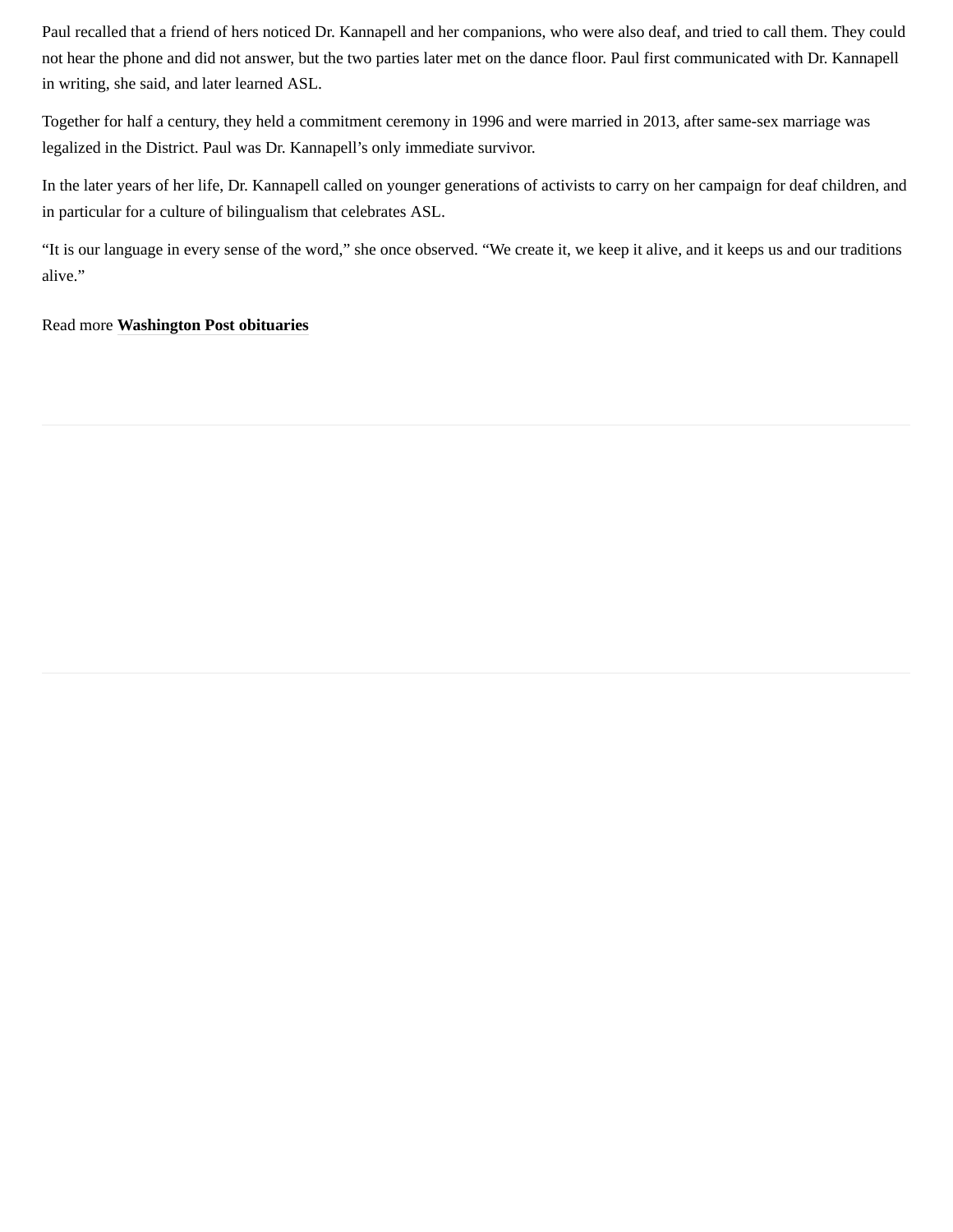Paul recalled that a friend of hers noticed Dr. Kannapell and her companions, who were also deaf, and tried to call them. They could not hear the phone and did not answer, but the two parties later met on the dance floor. Paul first communicated with Dr. Kannapell in writing, she said, and later learned ASL.

Together for half a century, they held a commitment ceremony in 1996 and were married in 2013, after same-sex marriage was legalized in the District. Paul was Dr. Kannapell's only immediate survivor.

In the later years of her life, Dr. Kannapell called on younger generations of activists to carry on her campaign for deaf children, and in particular for a culture of bilingualism that celebrates ASL.

"It is our language in every sense of the word," she once observed. "We create it, we keep it alive, and it keeps us and our traditions alive."

Read more **Washington Post obituaries**